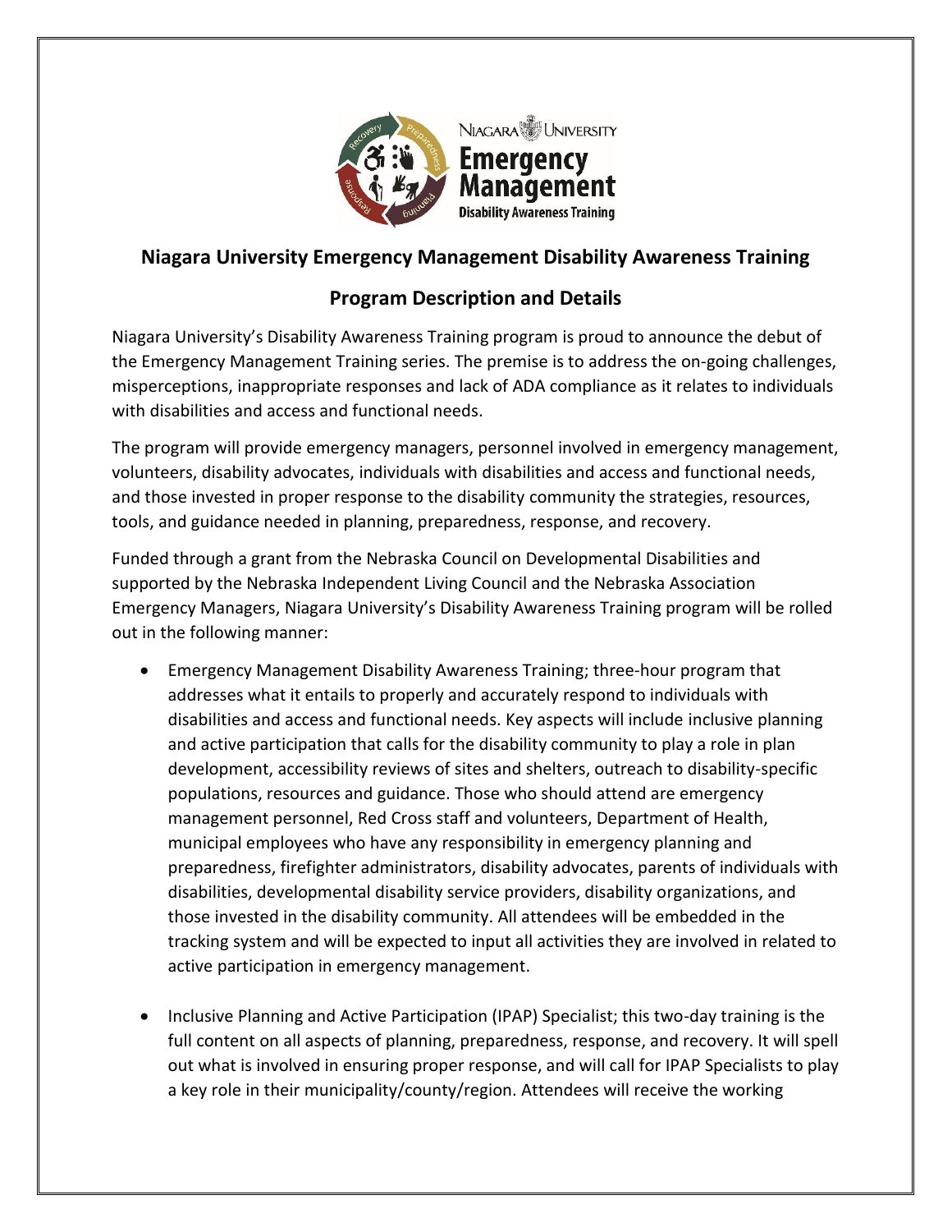# Niagara University Emergency Management Disability Awareness Training

## Program Description and Details

Niagara University's Disability Awareness Training program is proud to announce the debut of the Emergency Management Training series. The premise is to address the on-going challenges, misperceptions, inappropriate responses and lack of ADA compliance as it relates to individuals with disabilities and access and functional needs.

The program will provide emergency managers, personnel involved in emergency management, volunteers, disability advocates, individuals with disabilities and access and functional needs, and those invested in proper response to the disability community the strategies, resources, tools, and guidance needed in planning, preparedness, response, and recovery.

Funded through a grant from the Nebraska Council on Developmental Disabilities and supported by the Nebraska Independent Living Council and the Nebraska Association Emergency Managers, Niagara University's Disability Awareness Training program will be rolled out in the following manner:

- Emergency Management Disability Awareness Training; three-hour program that addresses what it entails to properly and accurately respond to individuals with disabilities and access and functional needs. Key aspects will include inclusive planning and active participation that calls for the disability community to play a role in plan development, accessibility reviews of sites and shelters, outreach to disability-specific populations, resources and guidance. Those who should attend are emergency management personnel, Red Cross staff and volunteers, Department of Health, municipal employees who have any responsibility in emergency planning and preparedness, firefighter administrators, disability advocates, parents of individuals with disabilities, developmental disability service providers, disability organizations, and those invested in the disability community. All attendees will be embedded in the tracking system and will be expected to input all activities they are involved in related to active participation in emergency management.

- Inclusive Planning and Active Participation (IPAP) Specialist; this two-day training is the full content on all aspects of planning, preparedness, response, and recovery. It will spell out what is involved in ensuring proper response, and will call for IPAP Specialists to play a key role in their municipality/county/region. Attendees will receive the working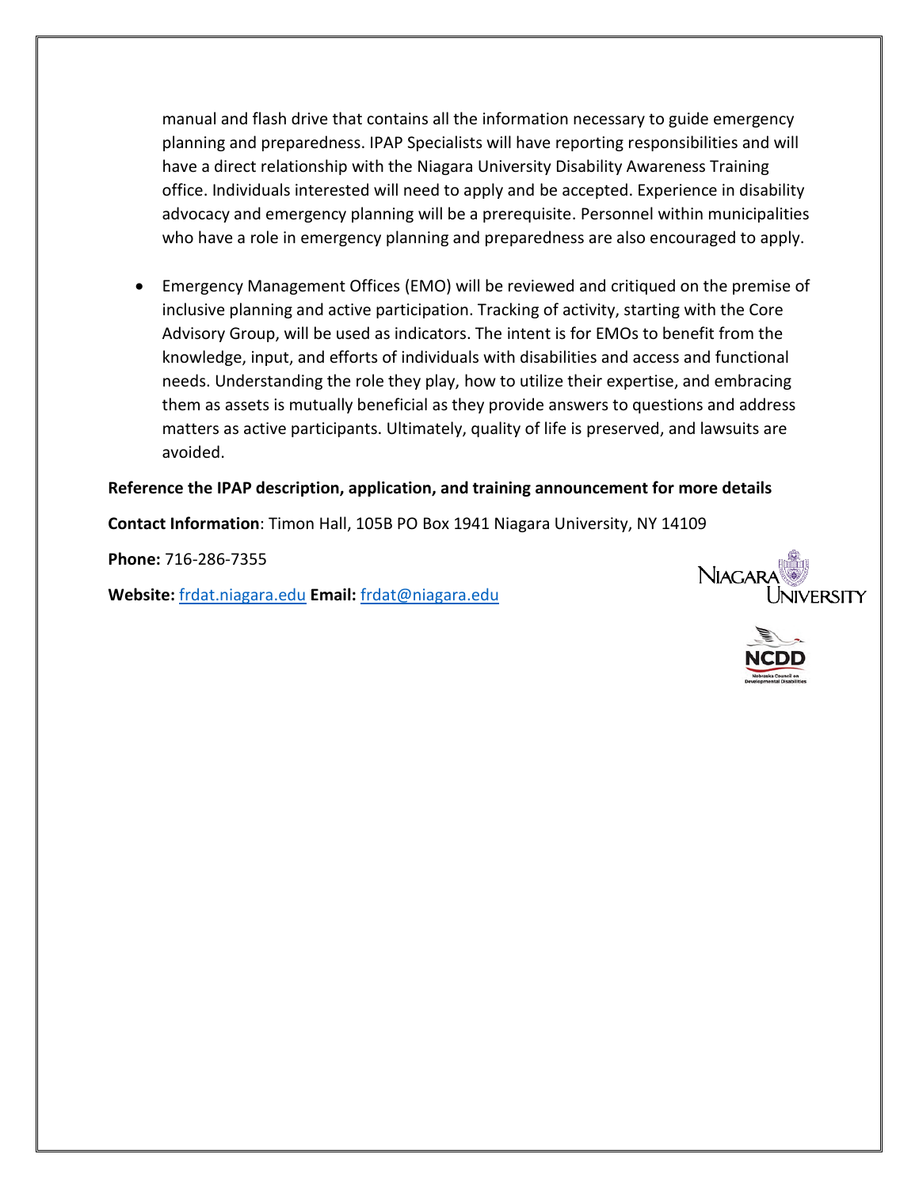manual and flash drive that contains all the information necessary to guide emergency planning and preparedness. IPAP Specialists will have reporting responsibilities and will have a direct relationship with the Niagara University Disability Awareness Training office. Individuals interested will need to apply and be accepted. Experience in disability advocacy and emergency planning will be a prerequisite. Personnel within municipalities who have a role in emergency planning and preparedness are also encouraged to apply.

- Emergency Management Offices (EMO) will be reviewed and critiqued on the premise of inclusive planning and active participation. Tracking of activity, starting with the Core Advisory Group, will be used as indicators. The intent is for EMOs to benefit from the knowledge, input, and efforts of individuals with disabilities and access and functional needs. Understanding the role they play, how to utilize their expertise, and embracing them as assets is mutually beneficial as they provide answers to questions and address matters as active participants. Ultimately, quality of life is preserved, and lawsuits are avoided.

**Reference the IPAP description, application, and training announcement for more details**

**Contact Information**: Timon Hall, 105B PO Box 1941 Niagara University, NY 14109

**Phone:** 716-286-7355

**Website:** frdat.niagara.edu **Email:** frdat@niagara.edu

NIAGARA UNIVERSITY

NCDD
Nebraska Council on Developmental Disabilities